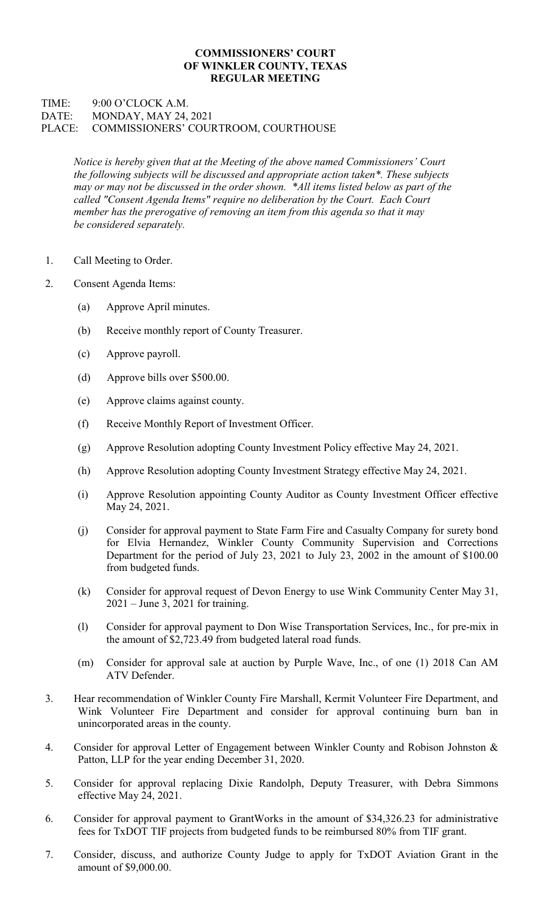**COMMISSIONERS' COURT**
**OF WINKLER COUNTY, TEXAS**
**REGULAR MEETING**

TIME: 9:00 O'CLOCK A.M.
DATE: MONDAY, MAY 24, 2021
PLACE: COMMISSIONERS' COURTROOM, COURTHOUSE

*Notice is hereby given that at the Meeting of the above named Commissioners' Court the following subjects will be discussed and appropriate action taken*. These subjects may or may not be discussed in the order shown. *All items listed below as part of the called "Consent Agenda Items" require no deliberation by the Court. Each Court member has the prerogative of removing an item from this agenda so that it may be considered separately.*

1. Call Meeting to Order.

2. Consent Agenda Items:

   (a) Approve April minutes.

   (b) Receive monthly report of County Treasurer.

   (c) Approve payroll.

   (d) Approve bills over $500.00.

   (e) Approve claims against county.

   (f) Receive Monthly Report of Investment Officer.

   (g) Approve Resolution adopting County Investment Policy effective May 24, 2021.

   (h) Approve Resolution adopting County Investment Strategy effective May 24, 2021.

   (i) Approve Resolution appointing County Auditor as County Investment Officer effective May 24, 2021.

   (j) Consider for approval payment to State Farm Fire and Casualty Company for surety bond for Elvia Hernandez, Winkler County Community Supervision and Corrections Department for the period of July 23, 2021 to July 23, 2002 in the amount of $100.00 from budgeted funds.

   (k) Consider for approval request of Devon Energy to use Wink Community Center May 31, 2021 – June 3, 2021 for training.

   (l) Consider for approval payment to Don Wise Transportation Services, Inc., for pre-mix in the amount of $2,723.49 from budgeted lateral road funds.

   (m) Consider for approval sale at auction by Purple Wave, Inc., of one (1) 2018 Can AM ATV Defender.

3. Hear recommendation of Winkler County Fire Marshall, Kermit Volunteer Fire Department, and Wink Volunteer Fire Department and consider for approval continuing burn ban in unincorporated areas in the county.

4. Consider for approval Letter of Engagement between Winkler County and Robison Johnston & Patton, LLP for the year ending December 31, 2020.

5. Consider for approval replacing Dixie Randolph, Deputy Treasurer, with Debra Simmons effective May 24, 2021.

6. Consider for approval payment to GrantWorks in the amount of $34,326.23 for administrative fees for TxDOT TIF projects from budgeted funds to be reimbursed 80% from TIF grant.

7. Consider, discuss, and authorize County Judge to apply for TxDOT Aviation Grant in the amount of $9,000.00.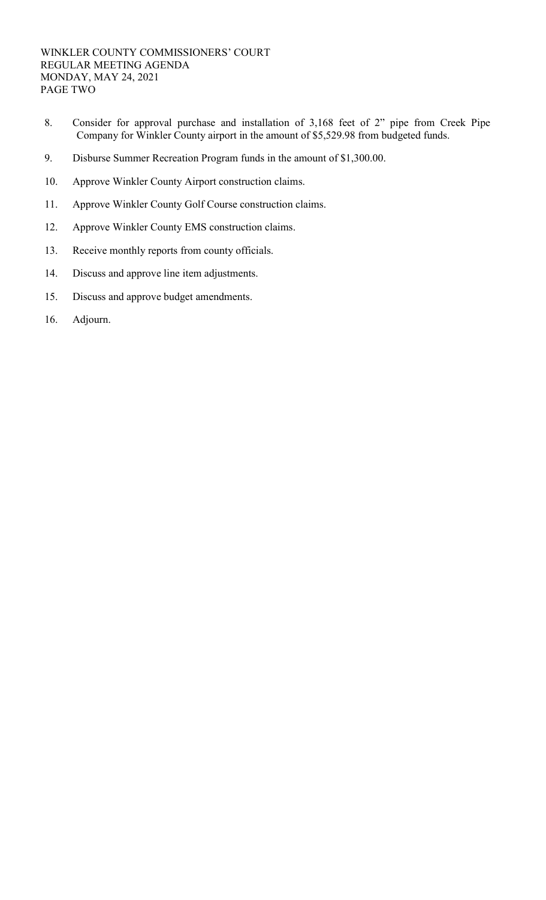8. Consider for approval purchase and installation of 3,168 feet of 2" pipe from Creek Pipe Company for Winkler County airport in the amount of $5,529.98 from budgeted funds.
9. Disburse Summer Recreation Program funds in the amount of $1,300.00.
10. Approve Winkler County Airport construction claims.
11. Approve Winkler County Golf Course construction claims.
12. Approve Winkler County EMS construction claims.
13. Receive monthly reports from county officials.
14. Discuss and approve line item adjustments.
15. Discuss and approve budget amendments.
16. Adjourn.